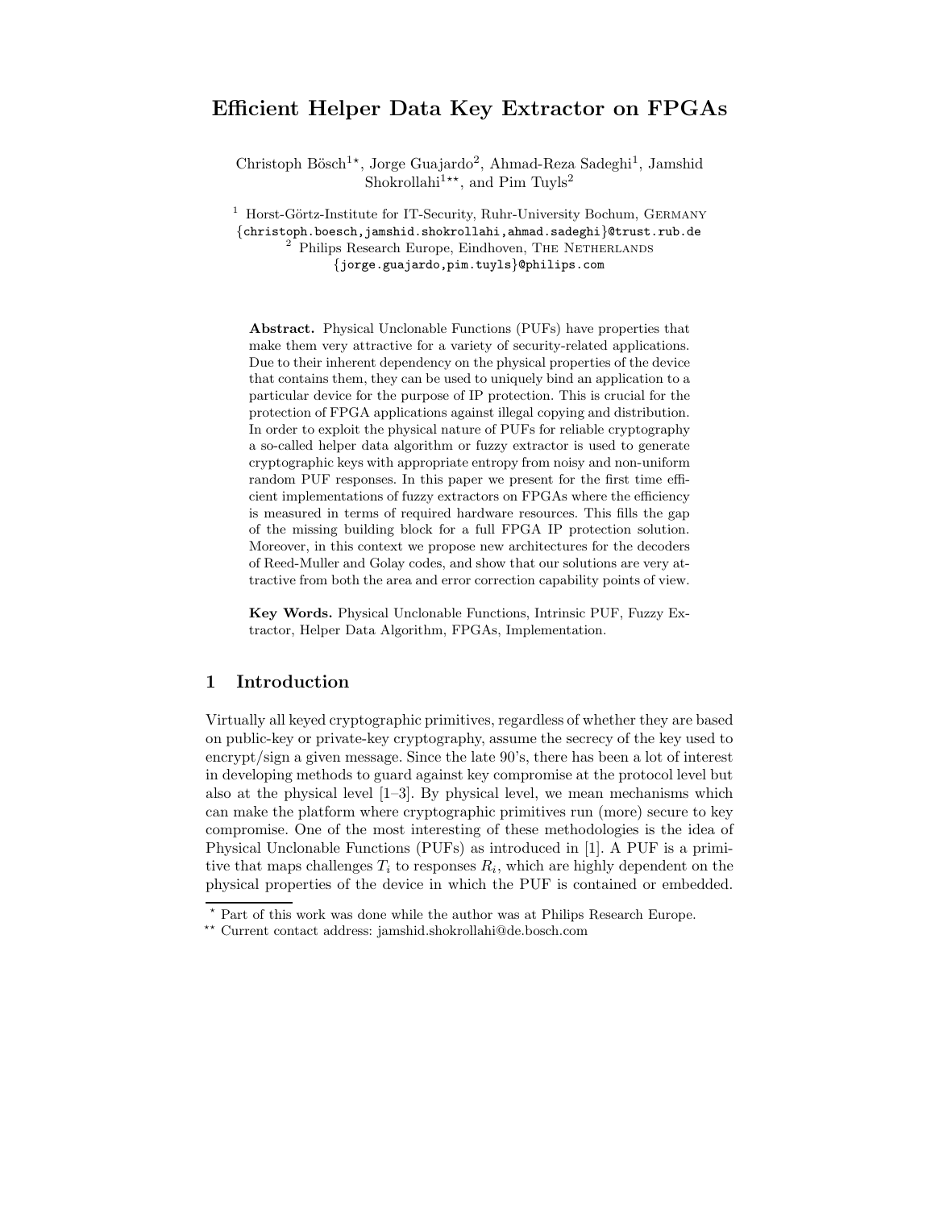# Efficient Helper Data Key Extractor on FPGAs

Christoph Bösch[1⋆], Jorge Guajardo[2], Ahmad-Reza Sadeghi[1], Jamshid Shokrollahi[1⋆⋆], and Pim Tuyls[2]

[1] Horst-Görtz-Institute for IT-Security, Ruhr-University Bochum, Germany
{christoph.boesch,jamshid.shokrollahi,ahmad.sadeghi}@trust.rub.de
[2] Philips Research Europe, Eindhoven, The Netherlands
{jorge.guajardo,pim.tuyls}@philips.com

**Abstract.** Physical Unclonable Functions (PUFs) have properties that make them very attractive for a variety of security-related applications. Due to their inherent dependency on the physical properties of the device that contains them, they can be used to uniquely bind an application to a particular device for the purpose of IP protection. This is crucial for the protection of FPGA applications against illegal copying and distribution. In order to exploit the physical nature of PUFs for reliable cryptography a so-called helper data algorithm or fuzzy extractor is used to generate cryptographic keys with appropriate entropy from noisy and non-uniform random PUF responses. In this paper we present for the first time efficient implementations of fuzzy extractors on FPGAs where the efficiency is measured in terms of required hardware resources. This fills the gap of the missing building block for a full FPGA IP protection solution. Moreover, in this context we propose new architectures for the decoders of Reed-Muller and Golay codes, and show that our solutions are very attractive from both the area and error correction capability points of view.

**Key Words.** Physical Unclonable Functions, Intrinsic PUF, Fuzzy Extractor, Helper Data Algorithm, FPGAs, Implementation.

## 1 Introduction

Virtually all keyed cryptographic primitives, regardless of whether they are based on public-key or private-key cryptography, assume the secrecy of the key used to encrypt/sign a given message. Since the late 90's, there has been a lot of interest in developing methods to guard against key compromise at the protocol level but also at the physical level [1–3]. By physical level, we mean mechanisms which can make the platform where cryptographic primitives run (more) secure to key compromise. One of the most interesting of these methodologies is the idea of Physical Unclonable Functions (PUFs) as introduced in [1]. A PUF is a primitive that maps challenges $T_i$ to responses $R_i$, which are highly dependent on the physical properties of the device in which the PUF is contained or embedded.

⋆ Part of this work was done while the author was at Philips Research Europe.
⋆⋆ Current contact address: jamshid.shokrollahi@de.bosch.com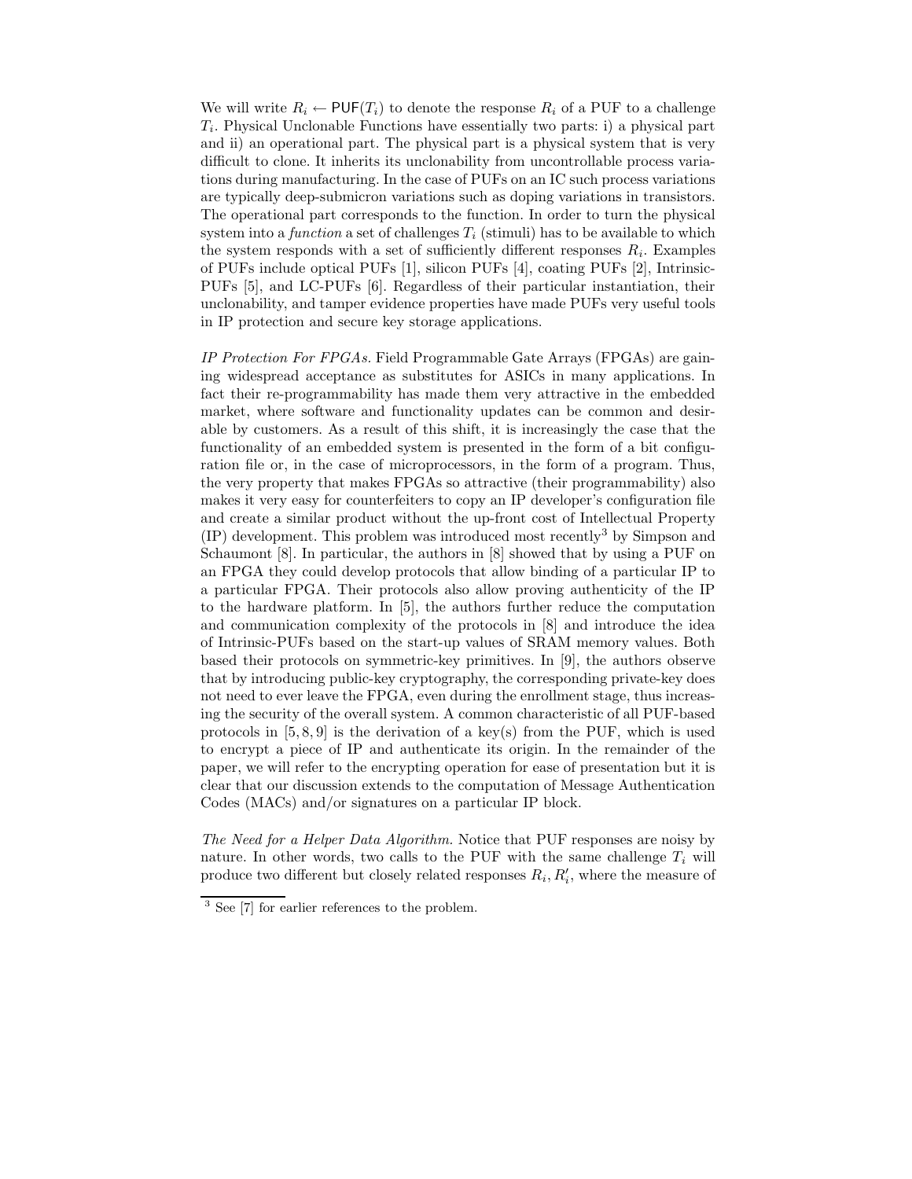We will write $R_i \leftarrow \mathsf{PUF}(T_i)$ to denote the response $R_i$ of a PUF to a challenge $T_i$. Physical Unclonable Functions have essentially two parts: i) a physical part and ii) an operational part. The physical part is a physical system that is very difficult to clone. It inherits its unclonability from uncontrollable process variations during manufacturing. In the case of PUFs on an IC such process variations are typically deep-submicron variations such as doping variations in transistors. The operational part corresponds to the function. In order to turn the physical system into a *function* a set of challenges $T_i$ (stimuli) has to be available to which the system responds with a set of sufficiently different responses $R_i$. Examples of PUFs include optical PUFs [1], silicon PUFs [4], coating PUFs [2], Intrinsic-PUFs [5], and LC-PUFs [6]. Regardless of their particular instantiation, their unclonability, and tamper evidence properties have made PUFs very useful tools in IP protection and secure key storage applications.

*IP Protection For FPGAs.* Field Programmable Gate Arrays (FPGAs) are gaining widespread acceptance as substitutes for ASICs in many applications. In fact their re-programmability has made them very attractive in the embedded market, where software and functionality updates can be common and desirable by customers. As a result of this shift, it is increasingly the case that the functionality of an embedded system is presented in the form of a bit configuration file or, in the case of microprocessors, in the form of a program. Thus, the very property that makes FPGAs so attractive (their programmability) also makes it very easy for counterfeiters to copy an IP developer's configuration file and create a similar product without the up-front cost of Intellectual Property (IP) development. This problem was introduced most recently[3] by Simpson and Schaumont [8]. In particular, the authors in [8] showed that by using a PUF on an FPGA they could develop protocols that allow binding of a particular IP to a particular FPGA. Their protocols also allow proving authenticity of the IP to the hardware platform. In [5], the authors further reduce the computation and communication complexity of the protocols in [8] and introduce the idea of Intrinsic-PUFs based on the start-up values of SRAM memory values. Both based their protocols on symmetric-key primitives. In [9], the authors observe that by introducing public-key cryptography, the corresponding private-key does not need to ever leave the FPGA, even during the enrollment stage, thus increasing the security of the overall system. A common characteristic of all PUF-based protocols in [5, 8, 9] is the derivation of a key(s) from the PUF, which is used to encrypt a piece of IP and authenticate its origin. In the remainder of the paper, we will refer to the encrypting operation for ease of presentation but it is clear that our discussion extends to the computation of Message Authentication Codes (MACs) and/or signatures on a particular IP block.

*The Need for a Helper Data Algorithm.* Notice that PUF responses are noisy by nature. In other words, two calls to the PUF with the same challenge $T_i$ will produce two different but closely related responses $R_i, R_i'$, where the measure of

[3] See [7] for earlier references to the problem.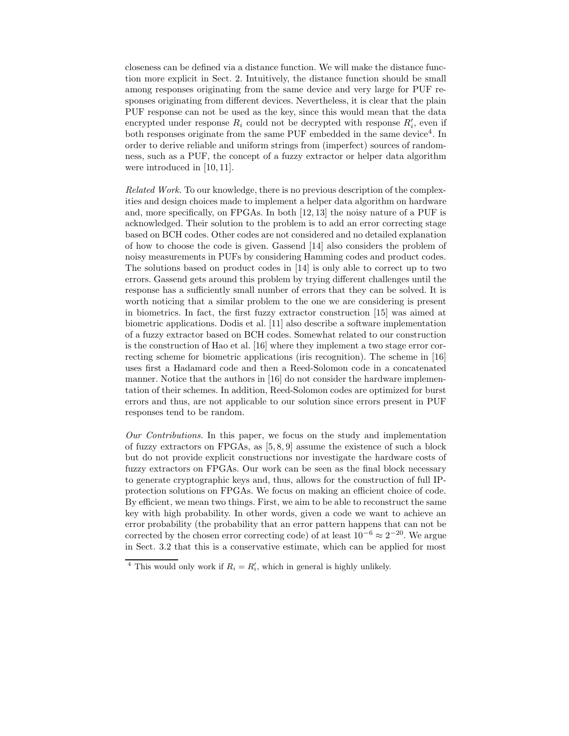closeness can be defined via a distance function. We will make the distance function more explicit in Sect. 2. Intuitively, the distance function should be small among responses originating from the same device and very large for PUF responses originating from different devices. Nevertheless, it is clear that the plain PUF response can not be used as the key, since this would mean that the data encrypted under response $R_i$ could not be decrypted with response $R'_i$, even if both responses originate from the same PUF embedded in the same device[4]. In order to derive reliable and uniform strings from (imperfect) sources of randomness, such as a PUF, the concept of a fuzzy extractor or helper data algorithm were introduced in [10, 11].

*Related Work.* To our knowledge, there is no previous description of the complexities and design choices made to implement a helper data algorithm on hardware and, more specifically, on FPGAs. In both [12, 13] the noisy nature of a PUF is acknowledged. Their solution to the problem is to add an error correcting stage based on BCH codes. Other codes are not considered and no detailed explanation of how to choose the code is given. Gassend [14] also considers the problem of noisy measurements in PUFs by considering Hamming codes and product codes. The solutions based on product codes in [14] is only able to correct up to two errors. Gassend gets around this problem by trying different challenges until the response has a sufficiently small number of errors that they can be solved. It is worth noticing that a similar problem to the one we are considering is present in biometrics. In fact, the first fuzzy extractor construction [15] was aimed at biometric applications. Dodis et al. [11] also describe a software implementation of a fuzzy extractor based on BCH codes. Somewhat related to our construction is the construction of Hao et al. [16] where they implement a two stage error correcting scheme for biometric applications (iris recognition). The scheme in [16] uses first a Hadamard code and then a Reed-Solomon code in a concatenated manner. Notice that the authors in [16] do not consider the hardware implementation of their schemes. In addition, Reed-Solomon codes are optimized for burst errors and thus, are not applicable to our solution since errors present in PUF responses tend to be random.

*Our Contributions.* In this paper, we focus on the study and implementation of fuzzy extractors on FPGAs, as [5, 8, 9] assume the existence of such a block but do not provide explicit constructions nor investigate the hardware costs of fuzzy extractors on FPGAs. Our work can be seen as the final block necessary to generate cryptographic keys and, thus, allows for the construction of full IP-protection solutions on FPGAs. We focus on making an efficient choice of code. By efficient, we mean two things. First, we aim to be able to reconstruct the same key with high probability. In other words, given a code we want to achieve an error probability (the probability that an error pattern happens that can not be corrected by the chosen error correcting code) of at least $10^{-6} \approx 2^{-20}$. We argue in Sect. 3.2 that this is a conservative estimate, which can be applied for most

[4] This would only work if $R_i = R'_i$, which in general is highly unlikely.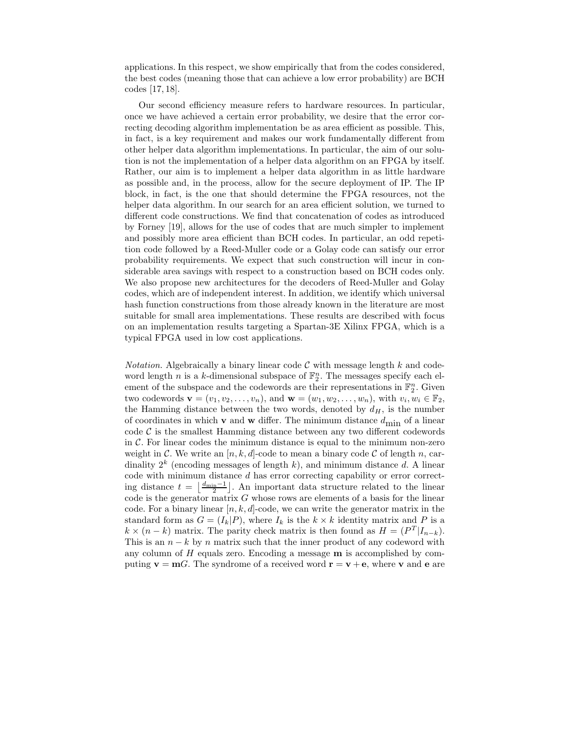applications. In this respect, we show empirically that from the codes considered, the best codes (meaning those that can achieve a low error probability) are BCH codes [17, 18].

Our second efficiency measure refers to hardware resources. In particular, once we have achieved a certain error probability, we desire that the error correcting decoding algorithm implementation be as area efficient as possible. This, in fact, is a key requirement and makes our work fundamentally different from other helper data algorithm implementations. In particular, the aim of our solution is not the implementation of a helper data algorithm on an FPGA by itself. Rather, our aim is to implement a helper data algorithm in as little hardware as possible and, in the process, allow for the secure deployment of IP. The IP block, in fact, is the one that should determine the FPGA resources, not the helper data algorithm. In our search for an area efficient solution, we turned to different code constructions. We find that concatenation of codes as introduced by Forney [19], allows for the use of codes that are much simpler to implement and possibly more area efficient than BCH codes. In particular, an odd repetition code followed by a Reed-Muller code or a Golay code can satisfy our error probability requirements. We expect that such construction will incur in considerable area savings with respect to a construction based on BCH codes only. We also propose new architectures for the decoders of Reed-Muller and Golay codes, which are of independent interest. In addition, we identify which universal hash function constructions from those already known in the literature are most suitable for small area implementations. These results are described with focus on an implementation results targeting a Spartan-3E Xilinx FPGA, which is a typical FPGA used in low cost applications.

*Notation.* Algebraically a binary linear code $\mathcal{C}$ with message length $k$ and codeword length $n$ is a $k$-dimensional subspace of $\mathbb{F}_2^n$. The messages specify each element of the subspace and the codewords are their representations in $\mathbb{F}_2^n$. Given two codewords $\mathbf{v} = (v_1, v_2, \ldots, v_n)$, and $\mathbf{w} = (w_1, w_2, \ldots, w_n)$, with $v_i, w_i \in \mathbb{F}_2$, the Hamming distance between the two words, denoted by $d_H$, is the number of coordinates in which $\mathbf{v}$ and $\mathbf{w}$ differ. The minimum distance $d_{\min}$ of a linear code $\mathcal{C}$ is the smallest Hamming distance between any two different codewords in $\mathcal{C}$. For linear codes the minimum distance is equal to the minimum non-zero weight in $\mathcal{C}$. We write an $[n, k, d]$-code to mean a binary code $\mathcal{C}$ of length $n$, cardinality $2^k$ (encoding messages of length $k$), and minimum distance $d$. A linear code with minimum distance $d$ has error correcting capability or error correcting distance $t = \left\lfloor \frac{d_{\min}-1}{2} \right\rfloor$. An important data structure related to the linear code is the generator matrix $G$ whose rows are elements of a basis for the linear code. For a binary linear $[n, k, d]$-code, we can write the generator matrix in the standard form as $G = (I_k | P)$, where $I_k$ is the $k \times k$ identity matrix and $P$ is a $k \times (n-k)$ matrix. The parity check matrix is then found as $H = (P^T | I_{n-k})$. This is an $n-k$ by $n$ matrix such that the inner product of any codeword with any column of $H$ equals zero. Encoding a message $\mathbf{m}$ is accomplished by computing $\mathbf{v} = \mathbf{m}G$. The syndrome of a received word $\mathbf{r} = \mathbf{v} + \mathbf{e}$, where $\mathbf{v}$ and $\mathbf{e}$ are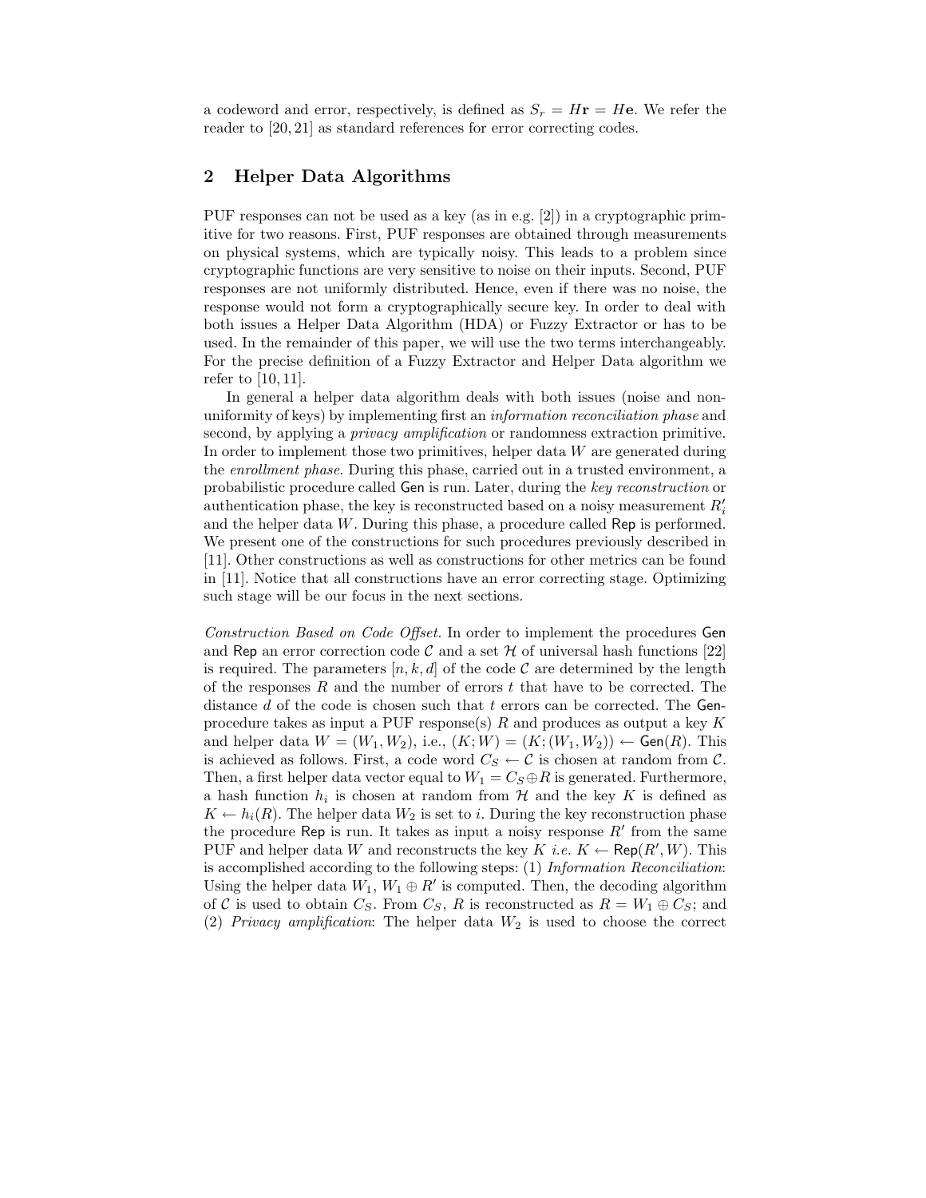a codeword and error, respectively, is defined as $S_r = H\mathbf{r} = H\mathbf{e}$. We refer the reader to [20, 21] as standard references for error correcting codes.

## 2 Helper Data Algorithms

PUF responses can not be used as a key (as in e.g. [2]) in a cryptographic primitive for two reasons. First, PUF responses are obtained through measurements on physical systems, which are typically noisy. This leads to a problem since cryptographic functions are very sensitive to noise on their inputs. Second, PUF responses are not uniformly distributed. Hence, even if there was no noise, the response would not form a cryptographically secure key. In order to deal with both issues a Helper Data Algorithm (HDA) or Fuzzy Extractor or has to be used. In the remainder of this paper, we will use the two terms interchangeably. For the precise definition of a Fuzzy Extractor and Helper Data algorithm we refer to [10, 11].

In general a helper data algorithm deals with both issues (noise and non-uniformity of keys) by implementing first an *information reconciliation phase* and second, by applying a *privacy amplification* or randomness extraction primitive. In order to implement those two primitives, helper data $W$ are generated during the *enrollment phase*. During this phase, carried out in a trusted environment, a probabilistic procedure called Gen is run. Later, during the *key reconstruction* or authentication phase, the key is reconstructed based on a noisy measurement $R'_i$ and the helper data $W$. During this phase, a procedure called Rep is performed. We present one of the constructions for such procedures previously described in [11]. Other constructions as well as constructions for other metrics can be found in [11]. Notice that all constructions have an error correcting stage. Optimizing such stage will be our focus in the next sections.

*Construction Based on Code Offset.* In order to implement the procedures Gen and Rep an error correction code $\mathcal{C}$ and a set $\mathcal{H}$ of universal hash functions [22] is required. The parameters $[n, k, d]$ of the code $\mathcal{C}$ are determined by the length of the responses $R$ and the number of errors $t$ that have to be corrected. The distance $d$ of the code is chosen such that $t$ errors can be corrected. The Gen-procedure takes as input a PUF response(s) $R$ and produces as output a key $K$ and helper data $W = (W_1, W_2)$, i.e., $(K; W) = (K; (W_1, W_2)) \leftarrow \mathsf{Gen}(R)$. This is achieved as follows. First, a code word $C_S \leftarrow \mathcal{C}$ is chosen at random from $\mathcal{C}$. Then, a first helper data vector equal to $W_1 = C_S \oplus R$ is generated. Furthermore, a hash function $h_i$ is chosen at random from $\mathcal{H}$ and the key $K$ is defined as $K \leftarrow h_i(R)$. The helper data $W_2$ is set to $i$. During the key reconstruction phase the procedure Rep is run. It takes as input a noisy response $R'$ from the same PUF and helper data $W$ and reconstructs the key $K$ *i.e.* $K \leftarrow \mathsf{Rep}(R', W)$. This is accomplished according to the following steps: (1) *Information Reconciliation*: Using the helper data $W_1$, $W_1 \oplus R'$ is computed. Then, the decoding algorithm of $\mathcal{C}$ is used to obtain $C_S$. From $C_S$, $R$ is reconstructed as $R = W_1 \oplus C_S$; and (2) *Privacy amplification*: The helper data $W_2$ is used to choose the correct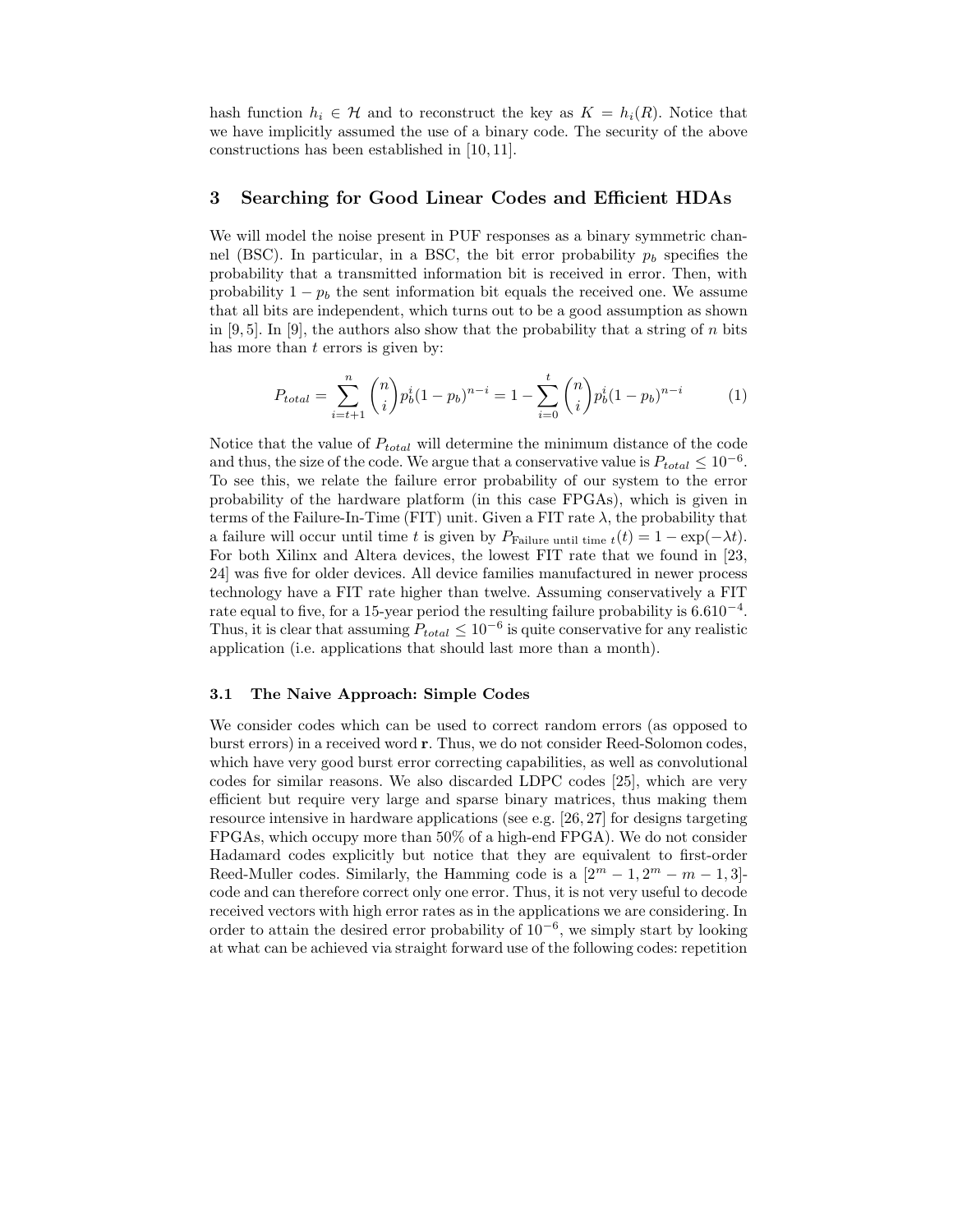hash function $h_i \in \mathcal{H}$ and to reconstruct the key as $K = h_i(R)$. Notice that we have implicitly assumed the use of a binary code. The security of the above constructions has been established in [10, 11].

## 3 Searching for Good Linear Codes and Efficient HDAs

We will model the noise present in PUF responses as a binary symmetric channel (BSC). In particular, in a BSC, the bit error probability $p_b$ specifies the probability that a transmitted information bit is received in error. Then, with probability $1 - p_b$ the sent information bit equals the received one. We assume that all bits are independent, which turns out to be a good assumption as shown in [9, 5]. In [9], the authors also show that the probability that a string of $n$ bits has more than $t$ errors is given by:

$$P_{total} = \sum_{i=t+1}^{n} \binom{n}{i} p_b^i (1 - p_b)^{n-i} = 1 - \sum_{i=0}^{t} \binom{n}{i} p_b^i (1 - p_b)^{n-i} \tag{1}$$

Notice that the value of $P_{total}$ will determine the minimum distance of the code and thus, the size of the code. We argue that a conservative value is $P_{total} \leq 10^{-6}$. To see this, we relate the failure error probability of our system to the error probability of the hardware platform (in this case FPGAs), which is given in terms of the Failure-In-Time (FIT) unit. Given a FIT rate $\lambda$, the probability that a failure will occur until time $t$ is given by $P_{\text{Failure until time } t}(t) = 1 - \exp(-\lambda t)$. For both Xilinx and Altera devices, the lowest FIT rate that we found in [23, 24] was five for older devices. All device families manufactured in newer process technology have a FIT rate higher than twelve. Assuming conservatively a FIT rate equal to five, for a 15-year period the resulting failure probability is $6.6 10^{-4}$. Thus, it is clear that assuming $P_{total} \leq 10^{-6}$ is quite conservative for any realistic application (i.e. applications that should last more than a month).

### 3.1 The Naive Approach: Simple Codes

We consider codes which can be used to correct random errors (as opposed to burst errors) in a received word $\mathbf{r}$. Thus, we do not consider Reed-Solomon codes, which have very good burst error correcting capabilities, as well as convolutional codes for similar reasons. We also discarded LDPC codes [25], which are very efficient but require very large and sparse binary matrices, thus making them resource intensive in hardware applications (see e.g. [26, 27] for designs targeting FPGAs, which occupy more than 50% of a high-end FPGA). We do not consider Hadamard codes explicitly but notice that they are equivalent to first-order Reed-Muller codes. Similarly, the Hamming code is a $[2^m - 1, 2^m - m - 1, 3]$-code and can therefore correct only one error. Thus, it is not very useful to decode received vectors with high error rates as in the applications we are considering. In order to attain the desired error probability of $10^{-6}$, we simply start by looking at what can be achieved via straight forward use of the following codes: repetition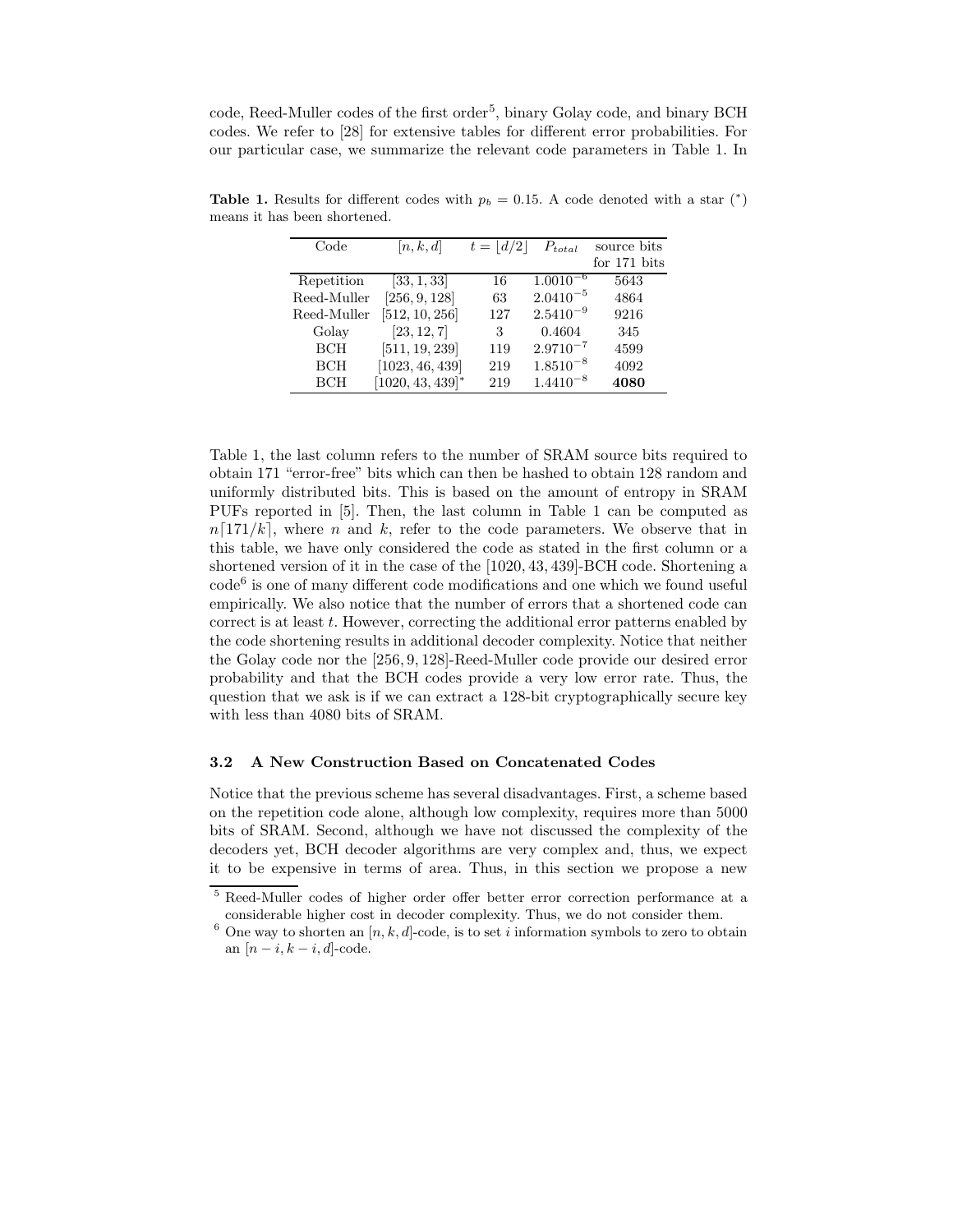code, Reed-Muller codes of the first order[5], binary Golay code, and binary BCH codes. We refer to [28] for extensive tables for different error probabilities. For our particular case, we summarize the relevant code parameters in Table 1. In

**Table 1.** Results for different codes with $p_b = 0.15$. A code denoted with a star ($^*$) means it has been shortened.

| Code | $[n, k, d]$ | $t = \lfloor d/2 \rfloor$ | $P_{total}$ | source bits for 171 bits |
|---|---|---|---|---|
| Repetition | $[33, 1, 33]$ | 16 | $1.00 10^{-6}$ | 5643 |
| Reed-Muller | $[256, 9, 128]$ | 63 | $2.04 10^{-5}$ | 4864 |
| Reed-Muller | $[512, 10, 256]$ | 127 | $2.54 10^{-9}$ | 9216 |
| Golay | $[23, 12, 7]$ | 3 | 0.4604 | 345 |
| BCH | $[511, 19, 239]$ | 119 | $2.97 10^{-7}$ | 4599 |
| BCH | $[1023, 46, 439]$ | 219 | $1.85 10^{-8}$ | 4092 |
| BCH | $[1020, 43, 439]^*$ | 219 | $1.44 10^{-8}$ | **4080** |

Table 1, the last column refers to the number of SRAM source bits required to obtain 171 "error-free" bits which can then be hashed to obtain 128 random and uniformly distributed bits. This is based on the amount of entropy in SRAM PUFs reported in [5]. Then, the last column in Table 1 can be computed as $n\lceil 171/k \rceil$, where $n$ and $k$, refer to the code parameters. We observe that in this table, we have only considered the code as stated in the first column or a shortened version of it in the case of the $[1020, 43, 439]$-BCH code. Shortening a code[6] is one of many different code modifications and one which we found useful empirically. We also notice that the number of errors that a shortened code can correct is at least $t$. However, correcting the additional error patterns enabled by the code shortening results in additional decoder complexity. Notice that neither the Golay code nor the $[256, 9, 128]$-Reed-Muller code provide our desired error probability and that the BCH codes provide a very low error rate. Thus, the question that we ask is if we can extract a 128-bit cryptographically secure key with less than 4080 bits of SRAM.

### 3.2 A New Construction Based on Concatenated Codes

Notice that the previous scheme has several disadvantages. First, a scheme based on the repetition code alone, although low complexity, requires more than 5000 bits of SRAM. Second, although we have not discussed the complexity of the decoders yet, BCH decoder algorithms are very complex and, thus, we expect it to be expensive in terms of area. Thus, in this section we propose a new

[5] Reed-Muller codes of higher order offer better error correction performance at a considerable higher cost in decoder complexity. Thus, we do not consider them.

[6] One way to shorten an $[n, k, d]$-code, is to set $i$ information symbols to zero to obtain an $[n - i, k - i, d]$-code.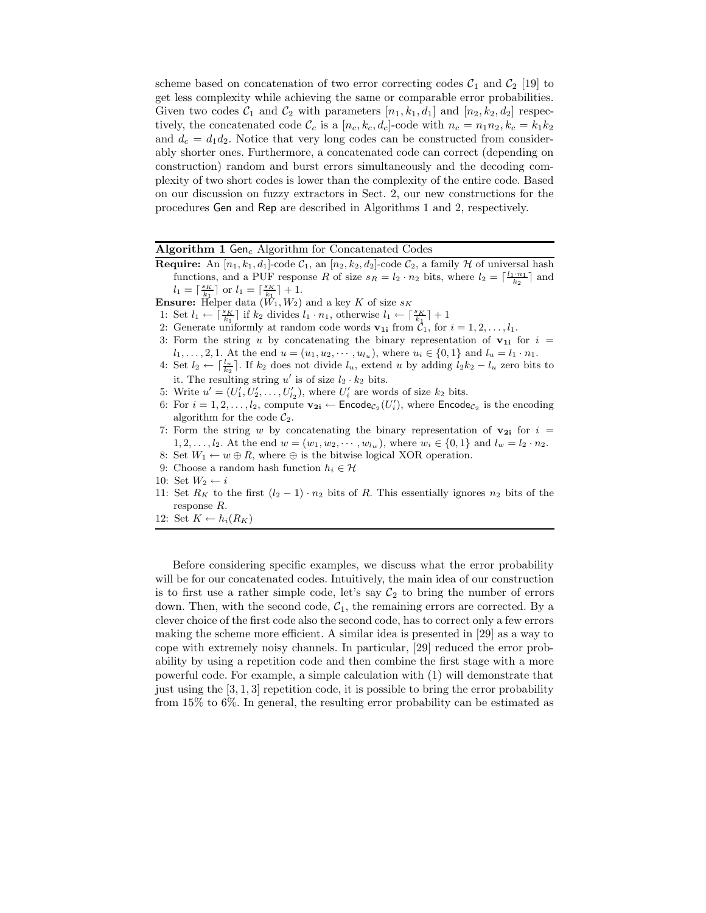scheme based on concatenation of two error correcting codes $\mathcal{C}_1$ and $\mathcal{C}_2$ [19] to get less complexity while achieving the same or comparable error probabilities. Given two codes $\mathcal{C}_1$ and $\mathcal{C}_2$ with parameters $[n_1, k_1, d_1]$ and $[n_2, k_2, d_2]$ respectively, the concatenated code $\mathcal{C}_c$ is a $[n_c, k_c, d_c]$-code with $n_c = n_1 n_2, k_c = k_1 k_2$ and $d_c = d_1 d_2$. Notice that very long codes can be constructed from considerably shorter ones. Furthermore, a concatenated code can correct (depending on construction) random and burst errors simultaneously and the decoding complexity of two short codes is lower than the complexity of the entire code. Based on our discussion on fuzzy extractors in Sect. 2, our new constructions for the procedures Gen and Rep are described in Algorithms 1 and 2, respectively.

---

**Algorithm 1** $\mathsf{Gen}_c$ Algorithm for Concatenated Codes

---

**Require:** An $[n_1, k_1, d_1]$-code $\mathcal{C}_1$, an $[n_2, k_2, d_2]$-code $\mathcal{C}_2$, a family $\mathcal{H}$ of universal hash functions, and a PUF response $R$ of size $s_R = l_2 \cdot n_2$ bits, where $l_2 = \lceil \frac{l_1 \cdot n_1}{k_2} \rceil$ and $l_1 = \lceil \frac{s_K}{k_1} \rceil$ or $l_1 = \lceil \frac{s_K}{k_1} \rceil + 1$.

**Ensure:** Helper data $(W_1, W_2)$ and a key $K$ of size $s_K$

1: Set $l_1 \leftarrow \lceil \frac{s_K}{k_1} \rceil$ if $k_2$ divides $l_1 \cdot n_1$, otherwise $l_1 \leftarrow \lceil \frac{s_K}{k_1} \rceil + 1$
2: Generate uniformly at random code words $\mathbf{v_{1i}}$ from $\mathcal{C}_1$, for $i = 1, 2, \ldots, l_1$.
3: Form the string $u$ by concatenating the binary representation of $\mathbf{v_{1i}}$ for $i = l_1, \ldots, 2, 1$. At the end $u = (u_1, u_2, \cdots, u_{l_u})$, where $u_i \in \{0, 1\}$ and $l_u = l_1 \cdot n_1$.
4: Set $l_2 \leftarrow \lceil \frac{l_u}{k_2} \rceil$. If $k_2$ does not divide $l_u$, extend $u$ by adding $l_2 k_2 - l_u$ zero bits to it. The resulting string $u'$ is of size $l_2 \cdot k_2$ bits.
5: Write $u' = (U'_1, U'_2, \ldots, U'_{l_2})$, where $U'_i$ are words of size $k_2$ bits.
6: For $i = 1, 2, \ldots, l_2$, compute $\mathbf{v_{2i}} \leftarrow \mathsf{Encode}_{\mathcal{C}_2}(U'_i)$, where $\mathsf{Encode}_{\mathcal{C}_2}$ is the encoding algorithm for the code $\mathcal{C}_2$.
7: Form the string $w$ by concatenating the binary representation of $\mathbf{v_{2i}}$ for $i = 1, 2, \ldots, l_2$. At the end $w = (w_1, w_2, \cdots, w_{l_w})$, where $w_i \in \{0, 1\}$ and $l_w = l_2 \cdot n_2$.
8: Set $W_1 \leftarrow w \oplus R$, where $\oplus$ is the bitwise logical XOR operation.
9: Choose a random hash function $h_i \in \mathcal{H}$
10: Set $W_2 \leftarrow i$
11: Set $R_K$ to the first $(l_2 - 1) \cdot n_2$ bits of $R$. This essentially ignores $n_2$ bits of the response $R$.
12: Set $K \leftarrow h_i(R_K)$

---

Before considering specific examples, we discuss what the error probability will be for our concatenated codes. Intuitively, the main idea of our construction is to first use a rather simple code, let's say $\mathcal{C}_2$ to bring the number of errors down. Then, with the second code, $\mathcal{C}_1$, the remaining errors are corrected. By a clever choice of the first code also the second code, has to correct only a few errors making the scheme more efficient. A similar idea is presented in [29] as a way to cope with extremely noisy channels. In particular, [29] reduced the error probability by using a repetition code and then combine the first stage with a more powerful code. For example, a simple calculation with (1) will demonstrate that just using the $[3, 1, 3]$ repetition code, it is possible to bring the error probability from 15% to 6%. In general, the resulting error probability can be estimated as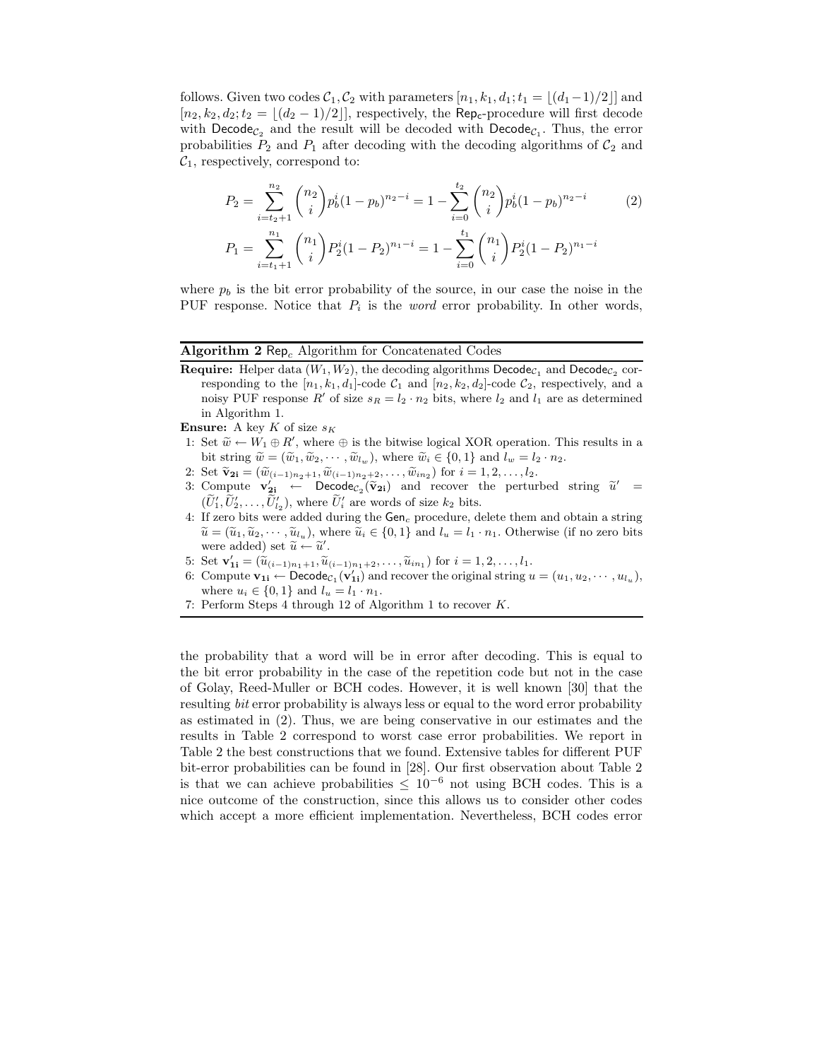follows. Given two codes $\mathcal{C}_1, \mathcal{C}_2$ with parameters $[n_1, k_1, d_1; t_1 = \lfloor (d_1-1)/2 \rfloor]$ and $[n_2, k_2, d_2; t_2 = \lfloor (d_2-1)/2 \rfloor]$, respectively, the $\mathsf{Rep_c}$-procedure will first decode with $\mathsf{Decode}_{\mathcal{C}_2}$ and the result will be decoded with $\mathsf{Decode}_{\mathcal{C}_1}$. Thus, the error probabilities $P_2$ and $P_1$ after decoding with the decoding algorithms of $\mathcal{C}_2$ and $\mathcal{C}_1$, respectively, correspond to:

$$
\begin{aligned}
P_2 &= \sum_{i=t_2+1}^{n_2} \binom{n_2}{i} p_b^i (1-p_b)^{n_2-i} = 1 - \sum_{i=0}^{t_2} \binom{n_2}{i} p_b^i (1-p_b)^{n_2-i} \qquad (2)\\
P_1 &= \sum_{i=t_1+1}^{n_1} \binom{n_1}{i} P_2^i (1-P_2)^{n_1-i} = 1 - \sum_{i=0}^{t_1} \binom{n_1}{i} P_2^i (1-P_2)^{n_1-i}
\end{aligned}
$$

where $p_b$ is the bit error probability of the source, in our case the noise in the PUF response. Notice that $P_i$ is the *word* error probability. In other words,

---

**Algorithm 2** $\mathsf{Rep}_c$ Algorithm for Concatenated Codes

**Require:** Helper data $(W_1, W_2)$, the decoding algorithms $\mathsf{Decode}_{\mathcal{C}_1}$ and $\mathsf{Decode}_{\mathcal{C}_2}$ corresponding to the $[n_1, k_1, d_1]$-code $\mathcal{C}_1$ and $[n_2, k_2, d_2]$-code $\mathcal{C}_2$, respectively, and a noisy PUF response $R'$ of size $s_R = l_2 \cdot n_2$ bits, where $l_2$ and $l_1$ are as determined in Algorithm 1.

**Ensure:** A key $K$ of size $s_K$

1: Set $\widetilde{w} \leftarrow W_1 \oplus R'$, where $\oplus$ is the bitwise logical XOR operation. This results in a bit string $\widetilde{w} = (\widetilde{w}_1, \widetilde{w}_2, \cdots, \widetilde{w}_{l_w})$, where $\widetilde{w}_i \in \{0,1\}$ and $l_w = l_2 \cdot n_2$.

2: Set $\widetilde{\mathbf{v}}_{\mathbf{2i}} = (\widetilde{w}_{(i-1)n_2+1}, \widetilde{w}_{(i-1)n_2+2}, \ldots, \widetilde{w}_{in_2})$ for $i = 1, 2, \ldots, l_2$.

3: Compute $\mathbf{v}'_{\mathbf{2i}} \leftarrow \mathsf{Decode}_{\mathcal{C}_2}(\widetilde{\mathbf{v}}_{\mathbf{2i}})$ and recover the perturbed string $\widetilde{u}' = (\widetilde{U}'_1, \widetilde{U}'_2, \ldots, \widetilde{U}'_{l_2})$, where $\widetilde{U}'_i$ are words of size $k_2$ bits.

4: If zero bits were added during the $\mathsf{Gen}_c$ procedure, delete them and obtain a string $\widetilde{u} = (\widetilde{u}_1, \widetilde{u}_2, \cdots, \widetilde{u}_{l_u})$, where $\widetilde{u}_i \in \{0,1\}$ and $l_u = l_1 \cdot n_1$. Otherwise (if no zero bits were added) set $\widetilde{u} \leftarrow \widetilde{u}'$.

5: Set $\mathbf{v}'_{\mathbf{1i}} = (\widetilde{u}_{(i-1)n_1+1}, \widetilde{u}_{(i-1)n_1+2}, \ldots, \widetilde{u}_{in_1})$ for $i = 1, 2, \ldots, l_1$.

6: Compute $\mathbf{v}_{\mathbf{1i}} \leftarrow \mathsf{Decode}_{\mathcal{C}_1}(\mathbf{v}'_{\mathbf{1i}})$ and recover the original string $u = (u_1, u_2, \cdots, u_{l_u})$, where $u_i \in \{0,1\}$ and $l_u = l_1 \cdot n_1$.

7: Perform Steps 4 through 12 of Algorithm 1 to recover $K$.

---

the probability that a word will be in error after decoding. This is equal to the bit error probability in the case of the repetition code but not in the case of Golay, Reed-Muller or BCH codes. However, it is well known [30] that the resulting *bit* error probability is always less or equal to the word error probability as estimated in (2). Thus, we are being conservative in our estimates and the results in Table 2 correspond to worst case error probabilities. We report in Table 2 the best constructions that we found. Extensive tables for different PUF bit-error probabilities can be found in [28]. Our first observation about Table 2 is that we can achieve probabilities $\leq 10^{-6}$ not using BCH codes. This is a nice outcome of the construction, since this allows us to consider other codes which accept a more efficient implementation. Nevertheless, BCH codes error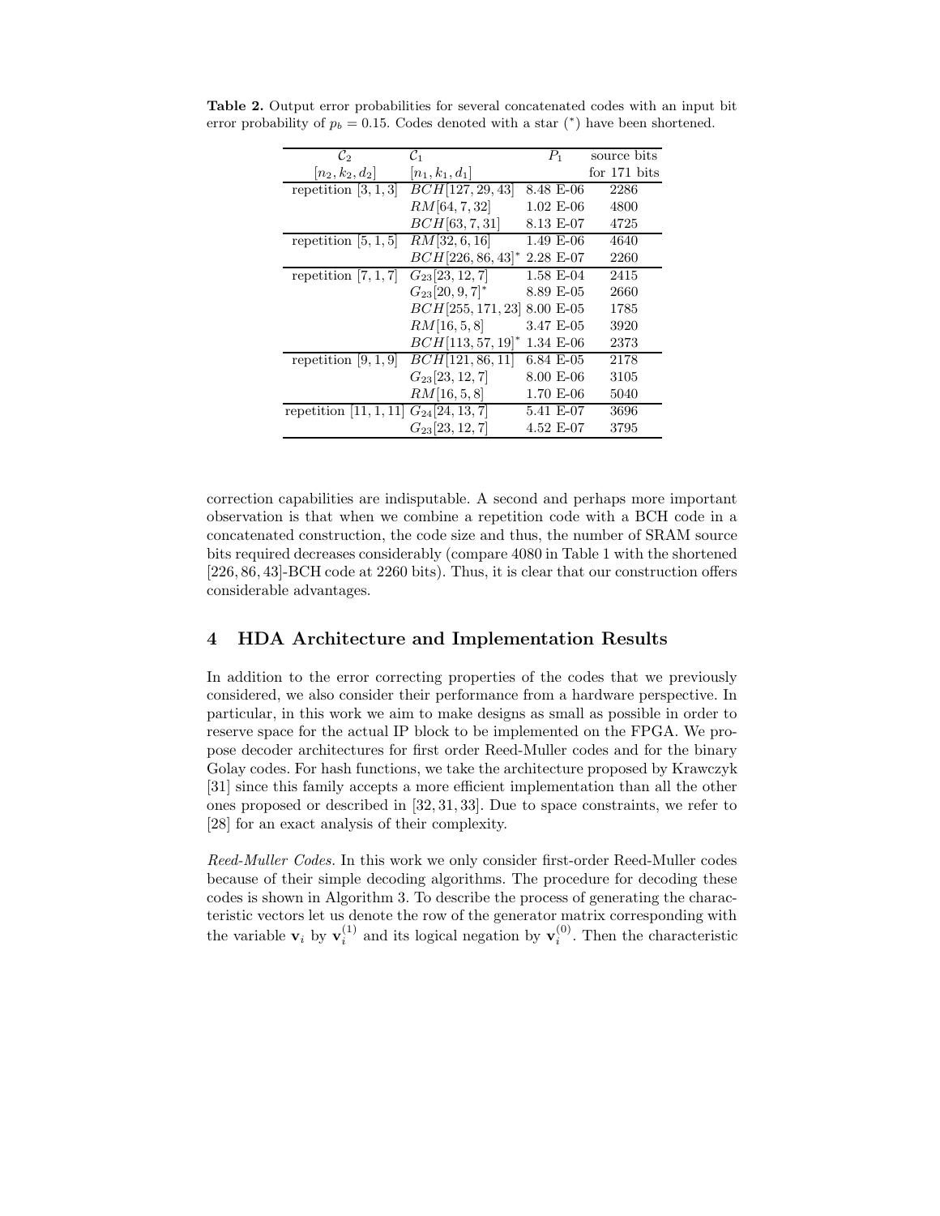**Table 2.** Output error probabilities for several concatenated codes with an input bit error probability of $p_b = 0.15$. Codes denoted with a star ($^*$) have been shortened.

| $\mathcal{C}_2$ $[n_2, k_2, d_2]$ | $\mathcal{C}_1$ $[n_1, k_1, d_1]$ | $P_1$ | source bits for 171 bits |
|---|---|---|---|
| repetition $[3, 1, 3]$ | $BCH[127, 29, 43]$ | 8.48 E-06 | 2286 |
| | $RM[64, 7, 32]$ | 1.02 E-06 | 4800 |
| | $BCH[63, 7, 31]$ | 8.13 E-07 | 4725 |
| repetition $[5, 1, 5]$ | $RM[32, 6, 16]$ | 1.49 E-06 | 4640 |
| | $BCH[226, 86, 43]^*$ | 2.28 E-07 | 2260 |
| repetition $[7, 1, 7]$ | $G_{23}[23, 12, 7]$ | 1.58 E-04 | 2415 |
| | $G_{23}[20, 9, 7]^*$ | 8.89 E-05 | 2660 |
| | $BCH[255, 171, 23]$ | 8.00 E-05 | 1785 |
| | $RM[16, 5, 8]$ | 3.47 E-05 | 3920 |
| | $BCH[113, 57, 19]^*$ | 1.34 E-06 | 2373 |
| repetition $[9, 1, 9]$ | $BCH[121, 86, 11]$ | 6.84 E-05 | 2178 |
| | $G_{23}[23, 12, 7]$ | 8.00 E-06 | 3105 |
| | $RM[16, 5, 8]$ | 1.70 E-06 | 5040 |
| repetition $[11, 1, 11]$ | $G_{24}[24, 13, 7]$ | 5.41 E-07 | 3696 |
| | $G_{23}[23, 12, 7]$ | 4.52 E-07 | 3795 |

correction capabilities are indisputable. A second and perhaps more important observation is that when we combine a repetition code with a BCH code in a concatenated construction, the code size and thus, the number of SRAM source bits required decreases considerably (compare 4080 in Table 1 with the shortened $[226, 86, 43]$-BCH code at 2260 bits). Thus, it is clear that our construction offers considerable advantages.

## 4 HDA Architecture and Implementation Results

In addition to the error correcting properties of the codes that we previously considered, we also consider their performance from a hardware perspective. In particular, in this work we aim to make designs as small as possible in order to reserve space for the actual IP block to be implemented on the FPGA. We propose decoder architectures for first order Reed-Muller codes and for the binary Golay codes. For hash functions, we take the architecture proposed by Krawczyk [31] since this family accepts a more efficient implementation than all the other ones proposed or described in [32, 31, 33]. Due to space constraints, we refer to [28] for an exact analysis of their complexity.

*Reed-Muller Codes.* In this work we only consider first-order Reed-Muller codes because of their simple decoding algorithms. The procedure for decoding these codes is shown in Algorithm 3. To describe the process of generating the characteristic vectors let us denote the row of the generator matrix corresponding with the variable $\mathbf{v}_i$ by $\mathbf{v}_i^{(1)}$ and its logical negation by $\mathbf{v}_i^{(0)}$. Then the characteristic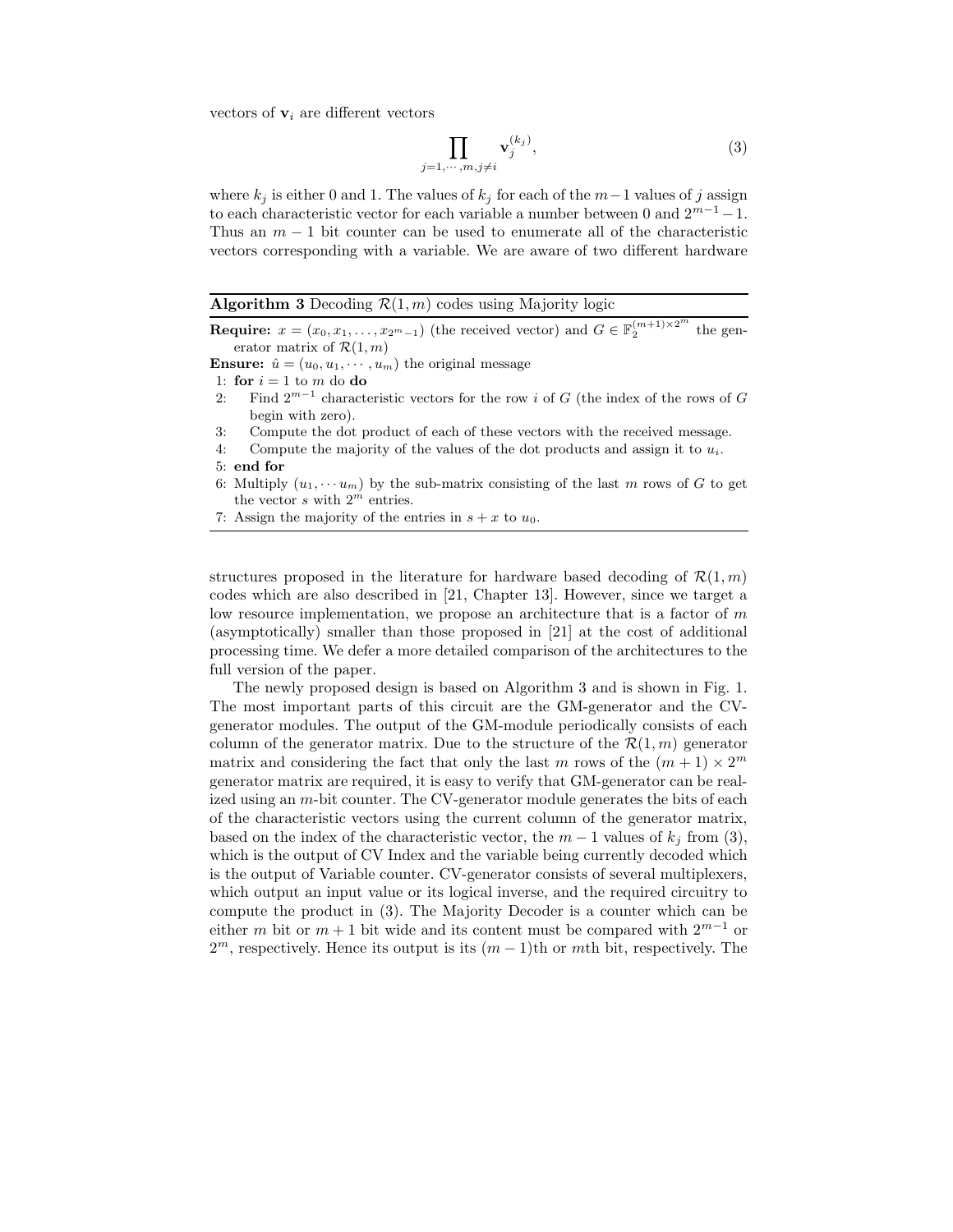vectors of $\mathbf{v}_i$ are different vectors

$$\prod_{j=1,\cdots,m,j\neq i} \mathbf{v}_j^{(k_j)}, \tag{3}$$

where $k_j$ is either 0 and 1. The values of $k_j$ for each of the $m-1$ values of $j$ assign to each characteristic vector for each variable a number between 0 and $2^{m-1}-1$. Thus an $m-1$ bit counter can be used to enumerate all of the characteristic vectors corresponding with a variable. We are aware of two different hardware

---

**Algorithm 3** Decoding $\mathcal{R}(1, m)$ codes using Majority logic

---

**Require:** $x = (x_0, x_1, \ldots, x_{2^m-1})$ (the received vector) and $G \in \mathbb{F}_2^{(m+1)\times 2^m}$ the generator matrix of $\mathcal{R}(1, m)$

**Ensure:** $\hat{u} = (u_0, u_1, \cdots, u_m)$ the original message

1: **for** $i = 1$ to $m$ do **do**
2: &nbsp;&nbsp;&nbsp;&nbsp;Find $2^{m-1}$ characteristic vectors for the row $i$ of $G$ (the index of the rows of $G$ begin with zero).
3: &nbsp;&nbsp;&nbsp;&nbsp;Compute the dot product of each of these vectors with the received message.
4: &nbsp;&nbsp;&nbsp;&nbsp;Compute the majority of the values of the dot products and assign it to $u_i$.
5: **end for**
6: Multiply $(u_1, \cdots u_m)$ by the sub-matrix consisting of the last $m$ rows of $G$ to get the vector $s$ with $2^m$ entries.
7: Assign the majority of the entries in $s + x$ to $u_0$.

---

structures proposed in the literature for hardware based decoding of $\mathcal{R}(1, m)$ codes which are also described in [21, Chapter 13]. However, since we target a low resource implementation, we propose an architecture that is a factor of $m$ (asymptotically) smaller than those proposed in [21] at the cost of additional processing time. We defer a more detailed comparison of the architectures to the full version of the paper.

The newly proposed design is based on Algorithm 3 and is shown in Fig. 1. The most important parts of this circuit are the GM-generator and the CV-generator modules. The output of the GM-module periodically consists of each column of the generator matrix. Due to the structure of the $\mathcal{R}(1, m)$ generator matrix and considering the fact that only the last $m$ rows of the $(m+1) \times 2^m$ generator matrix are required, it is easy to verify that GM-generator can be realized using an $m$-bit counter. The CV-generator module generates the bits of each of the characteristic vectors using the current column of the generator matrix, based on the index of the characteristic vector, the $m-1$ values of $k_j$ from (3), which is the output of CV Index and the variable being currently decoded which is the output of Variable counter. CV-generator consists of several multiplexers, which output an input value or its logical inverse, and the required circuitry to compute the product in (3). The Majority Decoder is a counter which can be either $m$ bit or $m+1$ bit wide and its content must be compared with $2^{m-1}$ or $2^m$, respectively. Hence its output is its $(m-1)$th or $m$th bit, respectively. The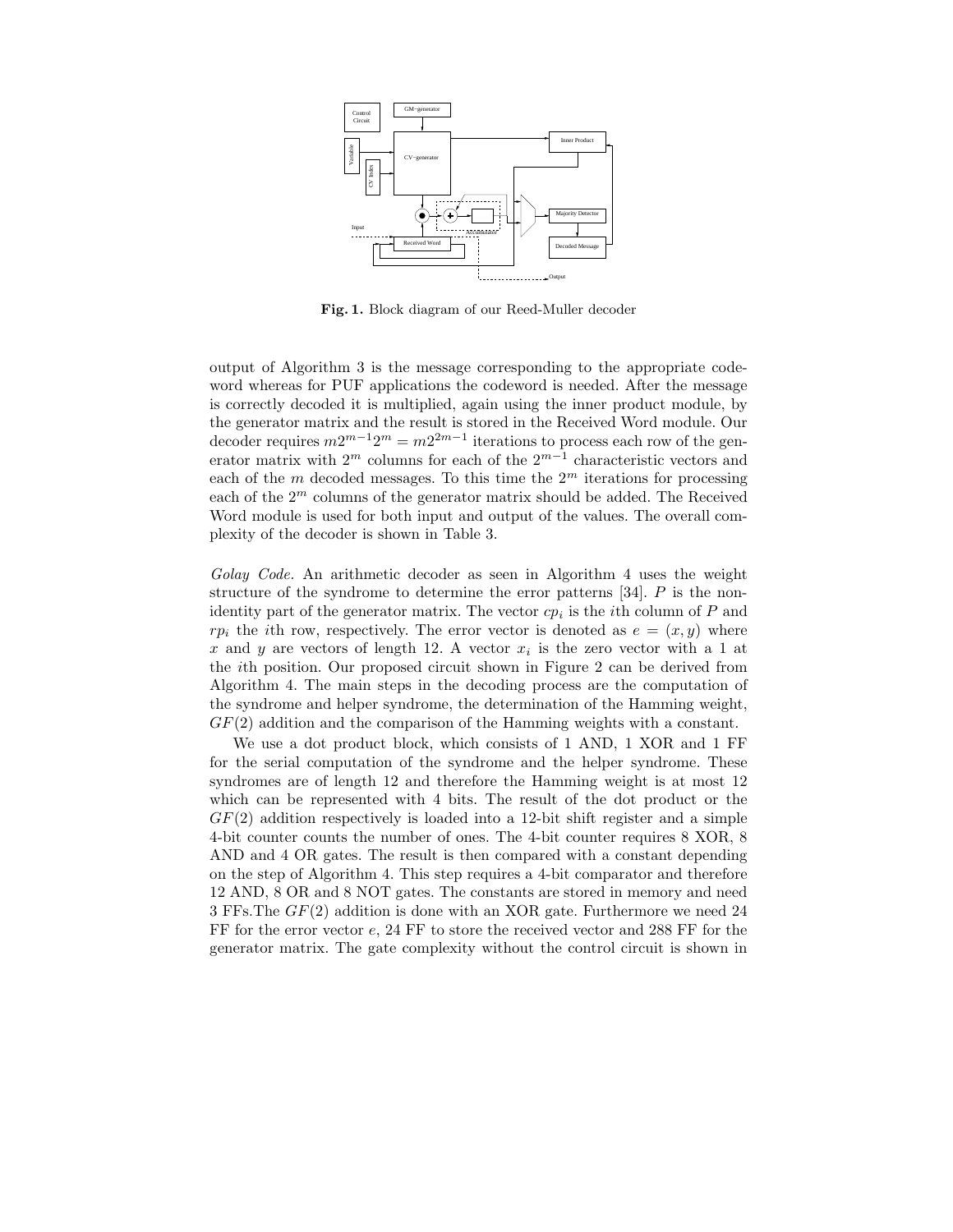**Fig. 1.** Block diagram of our Reed-Muller decoder

output of Algorithm 3 is the message corresponding to the appropriate codeword whereas for PUF applications the codeword is needed. After the message is correctly decoded it is multiplied, again using the inner product module, by the generator matrix and the result is stored in the Received Word module. Our decoder requires $m2^{m-1}2^m = m2^{2m-1}$ iterations to process each row of the generator matrix with $2^m$ columns for each of the $2^{m-1}$ characteristic vectors and each of the $m$ decoded messages. To this time the $2^m$ iterations for processing each of the $2^m$ columns of the generator matrix should be added. The Received Word module is used for both input and output of the values. The overall complexity of the decoder is shown in Table 3.

*Golay Code.* An arithmetic decoder as seen in Algorithm 4 uses the weight structure of the syndrome to determine the error patterns [34]. $P$ is the non-identity part of the generator matrix. The vector $cp_i$ is the $i$th column of $P$ and $rp_i$ the $i$th row, respectively. The error vector is denoted as $e = (x, y)$ where $x$ and $y$ are vectors of length 12. A vector $x_i$ is the zero vector with a 1 at the $i$th position. Our proposed circuit shown in Figure 2 can be derived from Algorithm 4. The main steps in the decoding process are the computation of the syndrome and helper syndrome, the determination of the Hamming weight, $GF(2)$ addition and the comparison of the Hamming weights with a constant.

We use a dot product block, which consists of 1 AND, 1 XOR and 1 FF for the serial computation of the syndrome and the helper syndrome. These syndromes are of length 12 and therefore the Hamming weight is at most 12 which can be represented with 4 bits. The result of the dot product or the $GF(2)$ addition respectively is loaded into a 12-bit shift register and a simple 4-bit counter counts the number of ones. The 4-bit counter requires 8 XOR, 8 AND and 4 OR gates. The result is then compared with a constant depending on the step of Algorithm 4. This step requires a 4-bit comparator and therefore 12 AND, 8 OR and 8 NOT gates. The constants are stored in memory and need 3 FFs.The $GF(2)$ addition is done with an XOR gate. Furthermore we need 24 FF for the error vector $e$, 24 FF to store the received vector and 288 FF for the generator matrix. The gate complexity without the control circuit is shown in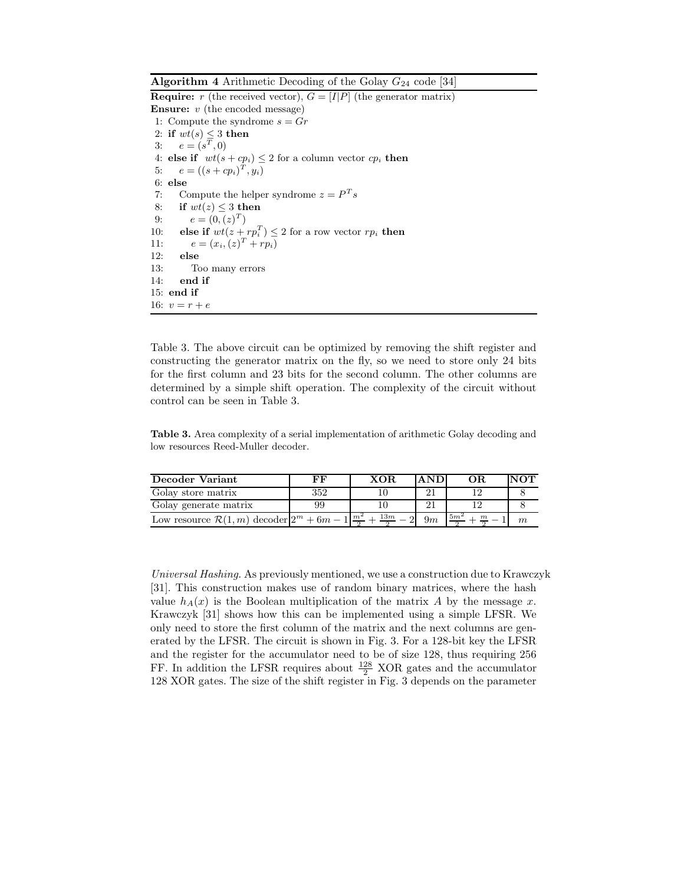**Algorithm 4** Arithmetic Decoding of the Golay $G_{24}$ code [34]

**Require:** $r$ (the received vector), $G = [I|P]$ (the generator matrix)
**Ensure:** $v$ (the encoded message)
1: Compute the syndrome $s = Gr$
2: **if** $wt(s) \leq 3$ **then**
3: $\quad e = (s^T, 0)$
4: **else if** $wt(s + cp_i) \leq 2$ for a column vector $cp_i$ **then**
5: $\quad e = ((s + cp_i)^T, y_i)$
6: **else**
7: $\quad$ Compute the helper syndrome $z = P^T s$
8: $\quad$ **if** $wt(z) \leq 3$ **then**
9: $\quad\quad e = (0, (z)^T)$
10: $\quad$ **else if** $wt(z + rp_i^T) \leq 2$ for a row vector $rp_i$ **then**
11: $\quad\quad e = (x_i, (z)^T + rp_i)$
12: $\quad$ **else**
13: $\quad\quad$ Too many errors
14: $\quad$ **end if**
15: **end if**
16: $v = r + e$

Table 3. The above circuit can be optimized by removing the shift register and constructing the generator matrix on the fly, so we need to store only 24 bits for the first column and 23 bits for the second column. The other columns are determined by a simple shift operation. The complexity of the circuit without control can be seen in Table 3.

**Table 3.** Area complexity of a serial implementation of arithmetic Golay decoding and low resources Reed-Muller decoder.

| Decoder Variant | FF | XOR | AND | OR | NOT |
|---|---|---|---|---|---|
| Golay store matrix | 352 | 10 | 21 | 12 | 8 |
| Golay generate matrix | 99 | 10 | 21 | 12 | 8 |
| Low resource $\mathcal{R}(1,m)$ decoder | $2^m + 6m - 1$ | $\frac{m^2}{2} + \frac{13m}{2} - 2$ | $9m$ | $\frac{5m^2}{2} + \frac{m}{2} - 1$ | $m$ |

*Universal Hashing.* As previously mentioned, we use a construction due to Krawczyk [31]. This construction makes use of random binary matrices, where the hash value $h_A(x)$ is the Boolean multiplication of the matrix $A$ by the message $x$. Krawczyk [31] shows how this can be implemented using a simple LFSR. We only need to store the first column of the matrix and the next columns are generated by the LFSR. The circuit is shown in Fig. 3. For a 128-bit key the LFSR and the register for the accumulator need to be of size 128, thus requiring 256 FF. In addition the LFSR requires about $\frac{128}{2}$ XOR gates and the accumulator 128 XOR gates. The size of the shift register in Fig. 3 depends on the parameter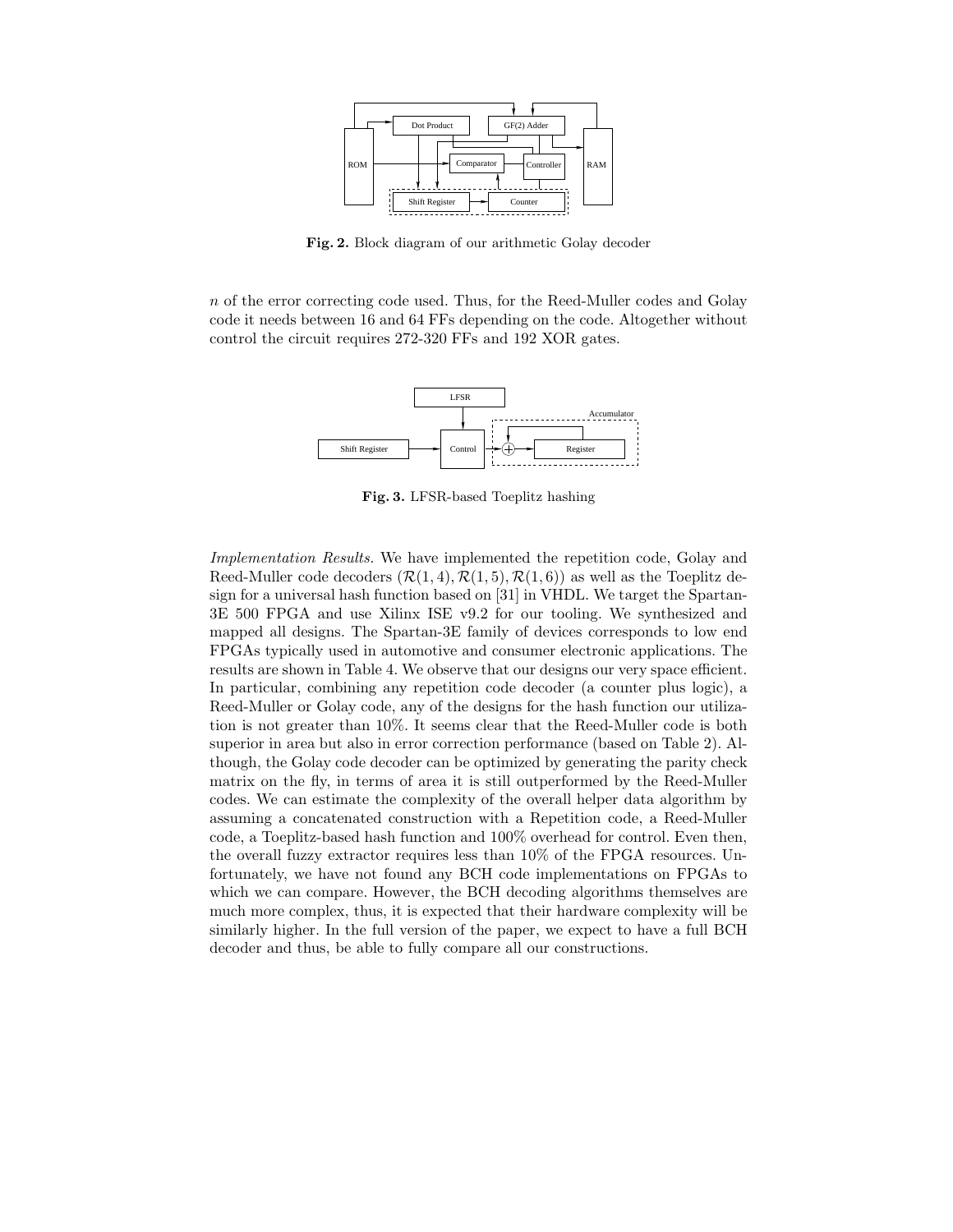**Fig. 2.** Block diagram of our arithmetic Golay decoder

$n$ of the error correcting code used. Thus, for the Reed-Muller codes and Golay code it needs between 16 and 64 FFs depending on the code. Altogether without control the circuit requires 272-320 FFs and 192 XOR gates.

**Fig. 3.** LFSR-based Toeplitz hashing

*Implementation Results.* We have implemented the repetition code, Golay and Reed-Muller code decoders ($\mathcal{R}(1,4), \mathcal{R}(1,5), \mathcal{R}(1,6)$) as well as the Toeplitz design for a universal hash function based on [31] in VHDL. We target the Spartan-3E 500 FPGA and use Xilinx ISE v9.2 for our tooling. We synthesized and mapped all designs. The Spartan-3E family of devices corresponds to low end FPGAs typically used in automotive and consumer electronic applications. The results are shown in Table 4. We observe that our designs our very space efficient. In particular, combining any repetition code decoder (a counter plus logic), a Reed-Muller or Golay code, any of the designs for the hash function our utilization is not greater than 10%. It seems clear that the Reed-Muller code is both superior in area but also in error correction performance (based on Table 2). Although, the Golay code decoder can be optimized by generating the parity check matrix on the fly, in terms of area it is still outperformed by the Reed-Muller codes. We can estimate the complexity of the overall helper data algorithm by assuming a concatenated construction with a Repetition code, a Reed-Muller code, a Toeplitz-based hash function and 100% overhead for control. Even then, the overall fuzzy extractor requires less than 10% of the FPGA resources. Unfortunately, we have not found any BCH code implementations on FPGAs to which we can compare. However, the BCH decoding algorithms themselves are much more complex, thus, it is expected that their hardware complexity will be similarly higher. In the full version of the paper, we expect to have a full BCH decoder and thus, be able to fully compare all our constructions.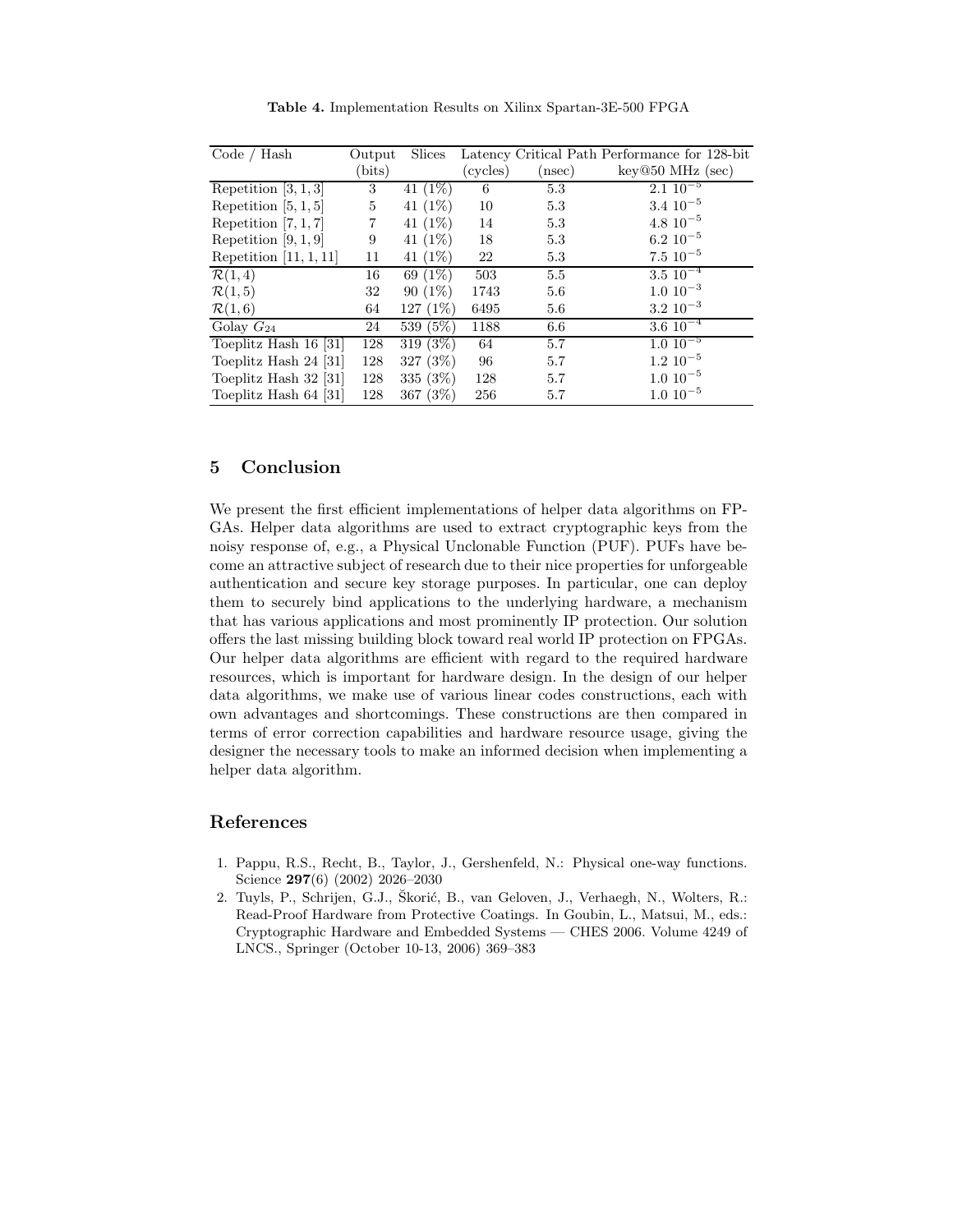**Table 4.** Implementation Results on Xilinx Spartan-3E-500 FPGA

| Code / Hash | Output (bits) | Slices | Latency (cycles) | Critical Path (nsec) | Performance for 128-bit key@50 MHz (sec) |
|---|---|---|---|---|---|
| Repetition [3, 1, 3] | 3 | 41 (1%) | 6 | 5.3 | $2.1\ 10^{-5}$ |
| Repetition [5, 1, 5] | 5 | 41 (1%) | 10 | 5.3 | $3.4\ 10^{-5}$ |
| Repetition [7, 1, 7] | 7 | 41 (1%) | 14 | 5.3 | $4.8\ 10^{-5}$ |
| Repetition [9, 1, 9] | 9 | 41 (1%) | 18 | 5.3 | $6.2\ 10^{-5}$ |
| Repetition [11, 1, 11] | 11 | 41 (1%) | 22 | 5.3 | $7.5\ 10^{-5}$ |
| $\mathcal{R}(1, 4)$ | 16 | 69 (1%) | 503 | 5.5 | $3.5\ 10^{-4}$ |
| $\mathcal{R}(1, 5)$ | 32 | 90 (1%) | 1743 | 5.6 | $1.0\ 10^{-3}$ |
| $\mathcal{R}(1, 6)$ | 64 | 127 (1%) | 6495 | 5.6 | $3.2\ 10^{-3}$ |
| Golay $G_{24}$ | 24 | 539 (5%) | 1188 | 6.6 | $3.6\ 10^{-4}$ |
| Toeplitz Hash 16 [31] | 128 | 319 (3%) | 64 | 5.7 | $1.0\ 10^{-5}$ |
| Toeplitz Hash 24 [31] | 128 | 327 (3%) | 96 | 5.7 | $1.2\ 10^{-5}$ |
| Toeplitz Hash 32 [31] | 128 | 335 (3%) | 128 | 5.7 | $1.0\ 10^{-5}$ |
| Toeplitz Hash 64 [31] | 128 | 367 (3%) | 256 | 5.7 | $1.0\ 10^{-5}$ |

## 5 Conclusion

We present the first efficient implementations of helper data algorithms on FPGAs. Helper data algorithms are used to extract cryptographic keys from the noisy response of, e.g., a Physical Unclonable Function (PUF). PUFs have become an attractive subject of research due to their nice properties for unforgeable authentication and secure key storage purposes. In particular, one can deploy them to securely bind applications to the underlying hardware, a mechanism that has various applications and most prominently IP protection. Our solution offers the last missing building block toward real world IP protection on FPGAs. Our helper data algorithms are efficient with regard to the required hardware resources, which is important for hardware design. In the design of our helper data algorithms, we make use of various linear codes constructions, each with own advantages and shortcomings. These constructions are then compared in terms of error correction capabilities and hardware resource usage, giving the designer the necessary tools to make an informed decision when implementing a helper data algorithm.

## References

1. Pappu, R.S., Recht, B., Taylor, J., Gershenfeld, N.: Physical one-way functions. Science **297**(6) (2002) 2026–2030
2. Tuyls, P., Schrijen, G.J., Škorić, B., van Geloven, J., Verhaegh, N., Wolters, R.: Read-Proof Hardware from Protective Coatings. In Goubin, L., Matsui, M., eds.: Cryptographic Hardware and Embedded Systems — CHES 2006. Volume 4249 of LNCS., Springer (October 10-13, 2006) 369–383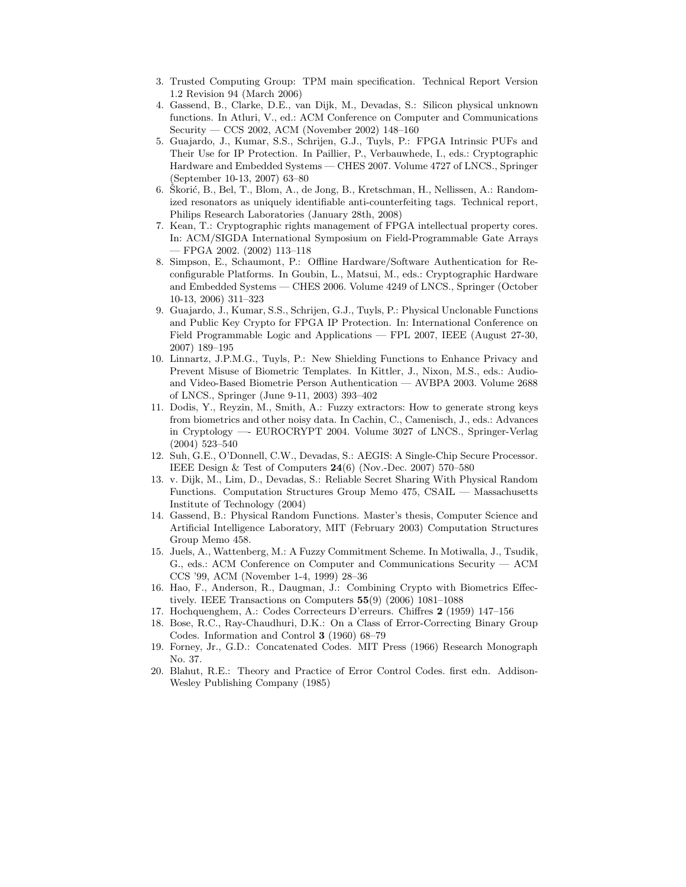3. Trusted Computing Group: TPM main specification. Technical Report Version 1.2 Revision 94 (March 2006)
4. Gassend, B., Clarke, D.E., van Dijk, M., Devadas, S.: Silicon physical unknown functions. In Atluri, V., ed.: ACM Conference on Computer and Communications Security — CCS 2002, ACM (November 2002) 148–160
5. Guajardo, J., Kumar, S.S., Schrijen, G.J., Tuyls, P.: FPGA Intrinsic PUFs and Their Use for IP Protection. In Paillier, P., Verbauwhede, I., eds.: Cryptographic Hardware and Embedded Systems — CHES 2007. Volume 4727 of LNCS., Springer (September 10-13, 2007) 63–80
6. Škorić, B., Bel, T., Blom, A., de Jong, B., Kretschman, H., Nellissen, A.: Randomized resonators as uniquely identifiable anti-counterfeiting tags. Technical report, Philips Research Laboratories (January 28th, 2008)
7. Kean, T.: Cryptographic rights management of FPGA intellectual property cores. In: ACM/SIGDA International Symposium on Field-Programmable Gate Arrays — FPGA 2002. (2002) 113–118
8. Simpson, E., Schaumont, P.: Offline Hardware/Software Authentication for Reconfigurable Platforms. In Goubin, L., Matsui, M., eds.: Cryptographic Hardware and Embedded Systems — CHES 2006. Volume 4249 of LNCS., Springer (October 10-13, 2006) 311–323
9. Guajardo, J., Kumar, S.S., Schrijen, G.J., Tuyls, P.: Physical Unclonable Functions and Public Key Crypto for FPGA IP Protection. In: International Conference on Field Programmable Logic and Applications — FPL 2007, IEEE (August 27-30, 2007) 189–195
10. Linnartz, J.P.M.G., Tuyls, P.: New Shielding Functions to Enhance Privacy and Prevent Misuse of Biometric Templates. In Kittler, J., Nixon, M.S., eds.: Audio- and Video-Based Biometrie Person Authentication — AVBPA 2003. Volume 2688 of LNCS., Springer (June 9-11, 2003) 393–402
11. Dodis, Y., Reyzin, M., Smith, A.: Fuzzy extractors: How to generate strong keys from biometrics and other noisy data. In Cachin, C., Camenisch, J., eds.: Advances in Cryptology —- EUROCRYPT 2004. Volume 3027 of LNCS., Springer-Verlag (2004) 523–540
12. Suh, G.E., O'Donnell, C.W., Devadas, S.: AEGIS: A Single-Chip Secure Processor. IEEE Design & Test of Computers **24**(6) (Nov.-Dec. 2007) 570–580
13. v. Dijk, M., Lim, D., Devadas, S.: Reliable Secret Sharing With Physical Random Functions. Computation Structures Group Memo 475, CSAIL — Massachusetts Institute of Technology (2004)
14. Gassend, B.: Physical Random Functions. Master's thesis, Computer Science and Artificial Intelligence Laboratory, MIT (February 2003) Computation Structures Group Memo 458.
15. Juels, A., Wattenberg, M.: A Fuzzy Commitment Scheme. In Motiwalla, J., Tsudik, G., eds.: ACM Conference on Computer and Communications Security — ACM CCS '99, ACM (November 1-4, 1999) 28–36
16. Hao, F., Anderson, R., Daugman, J.: Combining Crypto with Biometrics Effectively. IEEE Transactions on Computers **55**(9) (2006) 1081–1088
17. Hochquenghem, A.: Codes Correcteurs D'erreurs. Chiffres **2** (1959) 147–156
18. Bose, R.C., Ray-Chaudhuri, D.K.: On a Class of Error-Correcting Binary Group Codes. Information and Control **3** (1960) 68–79
19. Forney, Jr., G.D.: Concatenated Codes. MIT Press (1966) Research Monograph No. 37.
20. Blahut, R.E.: Theory and Practice of Error Control Codes. first edn. Addison-Wesley Publishing Company (1985)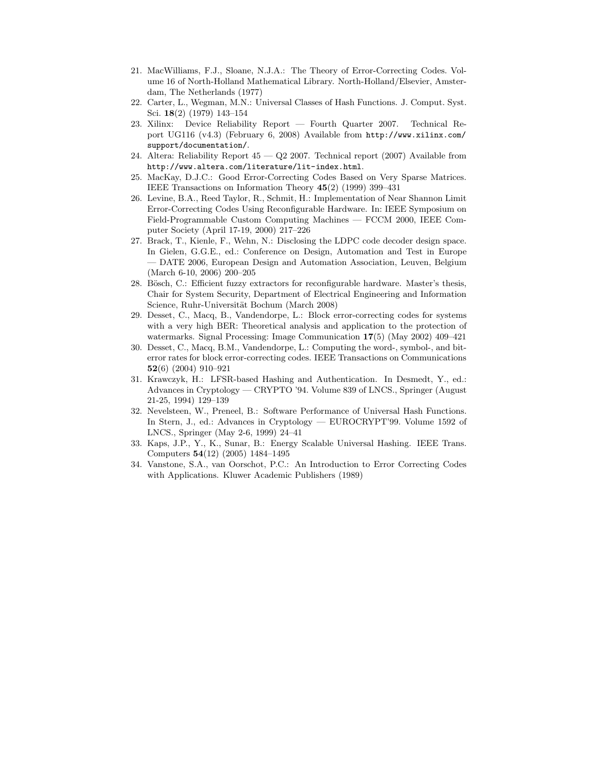21. MacWilliams, F.J., Sloane, N.J.A.: The Theory of Error-Correcting Codes. Volume 16 of North-Holland Mathematical Library. North-Holland/Elsevier, Amsterdam, The Netherlands (1977)
22. Carter, L., Wegman, M.N.: Universal Classes of Hash Functions. J. Comput. Syst. Sci. **18**(2) (1979) 143–154
23. Xilinx: Device Reliability Report — Fourth Quarter 2007. Technical Report UG116 (v4.3) (February 6, 2008) Available from `http://www.xilinx.com/support/documentation/`.
24. Altera: Reliability Report 45 — Q2 2007. Technical report (2007) Available from `http://www.altera.com/literature/lit-index.html`.
25. MacKay, D.J.C.: Good Error-Correcting Codes Based on Very Sparse Matrices. IEEE Transactions on Information Theory **45**(2) (1999) 399–431
26. Levine, B.A., Reed Taylor, R., Schmit, H.: Implementation of Near Shannon Limit Error-Correcting Codes Using Reconfigurable Hardware. In: IEEE Symposium on Field-Programmable Custom Computing Machines — FCCM 2000, IEEE Computer Society (April 17-19, 2000) 217–226
27. Brack, T., Kienle, F., Wehn, N.: Disclosing the LDPC code decoder design space. In Gielen, G.G.E., ed.: Conference on Design, Automation and Test in Europe — DATE 2006, European Design and Automation Association, Leuven, Belgium (March 6-10, 2006) 200–205
28. Bösch, C.: Efficient fuzzy extractors for reconfigurable hardware. Master's thesis, Chair for System Security, Department of Electrical Engineering and Information Science, Ruhr-Universität Bochum (March 2008)
29. Desset, C., Macq, B., Vandendorpe, L.: Block error-correcting codes for systems with a very high BER: Theoretical analysis and application to the protection of watermarks. Signal Processing: Image Communication **17**(5) (May 2002) 409–421
30. Desset, C., Macq, B.M., Vandendorpe, L.: Computing the word-, symbol-, and bit-error rates for block error-correcting codes. IEEE Transactions on Communications **52**(6) (2004) 910–921
31. Krawczyk, H.: LFSR-based Hashing and Authentication. In Desmedt, Y., ed.: Advances in Cryptology — CRYPTO '94. Volume 839 of LNCS., Springer (August 21-25, 1994) 129–139
32. Nevelsteen, W., Preneel, B.: Software Performance of Universal Hash Functions. In Stern, J., ed.: Advances in Cryptology — EUROCRYPT'99. Volume 1592 of LNCS., Springer (May 2-6, 1999) 24–41
33. Kaps, J.P., Y., K., Sunar, B.: Energy Scalable Universal Hashing. IEEE Trans. Computers **54**(12) (2005) 1484–1495
34. Vanstone, S.A., van Oorschot, P.C.: An Introduction to Error Correcting Codes with Applications. Kluwer Academic Publishers (1989)